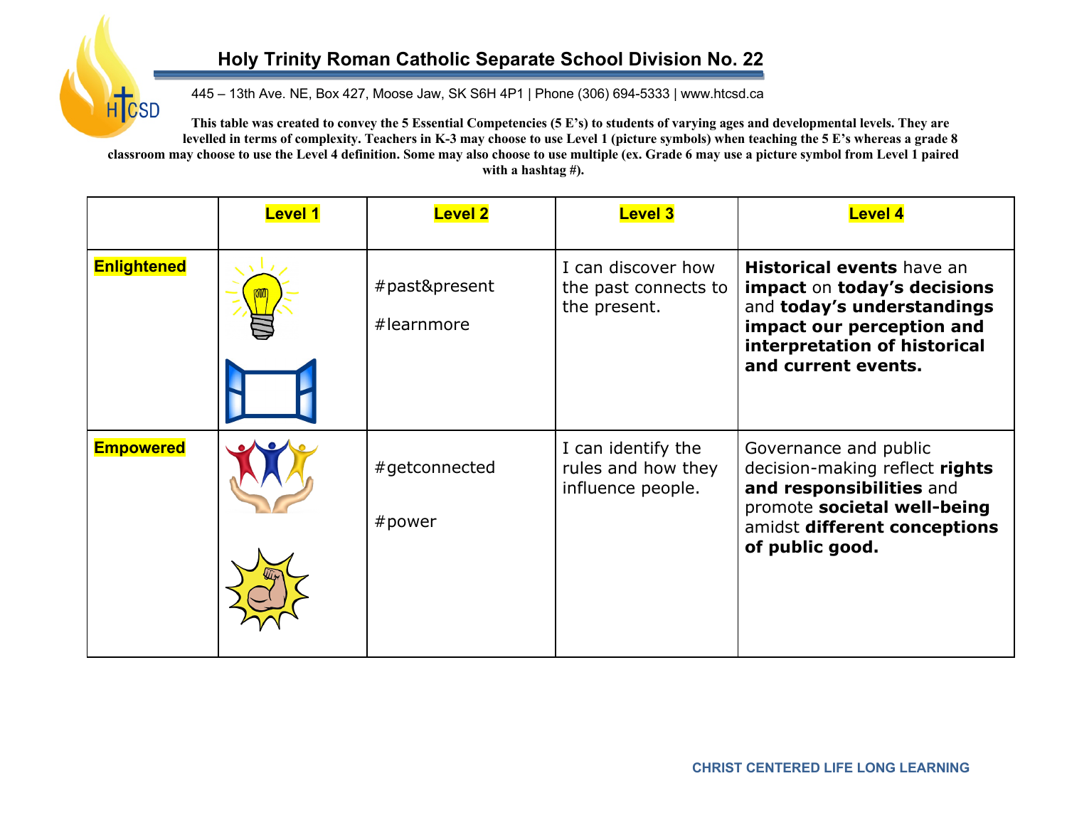# Holy Trinity Roman Catholic Separate School Division No. 22

445 – 13th Ave. NE, Box 427, Moose Jaw, SK S6H 4P1 | Phone (306) 694-5333 | www.htcsd.ca

**This table was created to convey the 5 Essential Competencies (5 E's) to students of varying ages and developmental levels. They are levelled in terms of complexity. Teachers in K-3 may choose to use Level 1 (picture symbols) when teaching the 5 E's whereas a grade 8 classroom may choose to use the Level 4 definition. Some may also choose to use multiple (ex. Grade 6 may use a picture symbol from Level 1 paired with a hashtag #).**

| | **Level 1** | **Level 2** | **Level 3** | **Level 4** |
|---|---|---|---|---|
| **Enlightened** | | #past&present<br><br>#learnmore | I can discover how the past connects to the present. | **Historical events** have an **impact** on **today's decisions** and **today's understandings impact our perception and interpretation of historical and current events.** |
| **Empowered** | | #getconnected<br><br>#power | I can identify the rules and how they influence people. | Governance and public decision-making reflect **rights and responsibilities** and promote **societal well-being** amidst **different conceptions of public good.** |

CHRIST CENTERED LIFE LONG LEARNING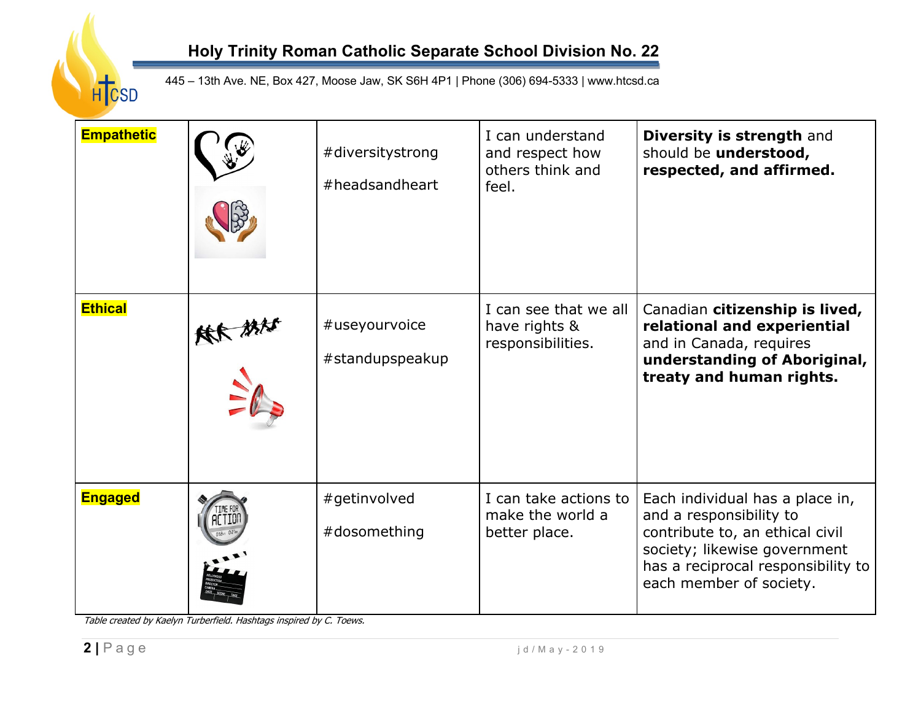| | | | | |
|---|---|---|---|---|
| **Empathetic** | | #diversitystrong<br><br>#headsandheart | I can understand and respect how others think and feel. | **Diversity is strength** and should be **understood, respected, and affirmed.** |
| **Ethical** | | #useyourvoice<br><br>#standupspeakup | I can see that we all have rights & responsibilities. | Canadian **citizenship is lived, relational and experiential** and in Canada, requires **understanding of Aboriginal, treaty and human rights.** |
| **Engaged** | | #getinvolved<br><br>#dosomething | I can take actions to make the world a better place. | Each individual has a place in, and a responsibility to contribute to, an ethical civil society; likewise government has a reciprocal responsibility to each member of society. |

*Table created by Kaelyn Turberfield. Hashtags inspired by C. Toews.*